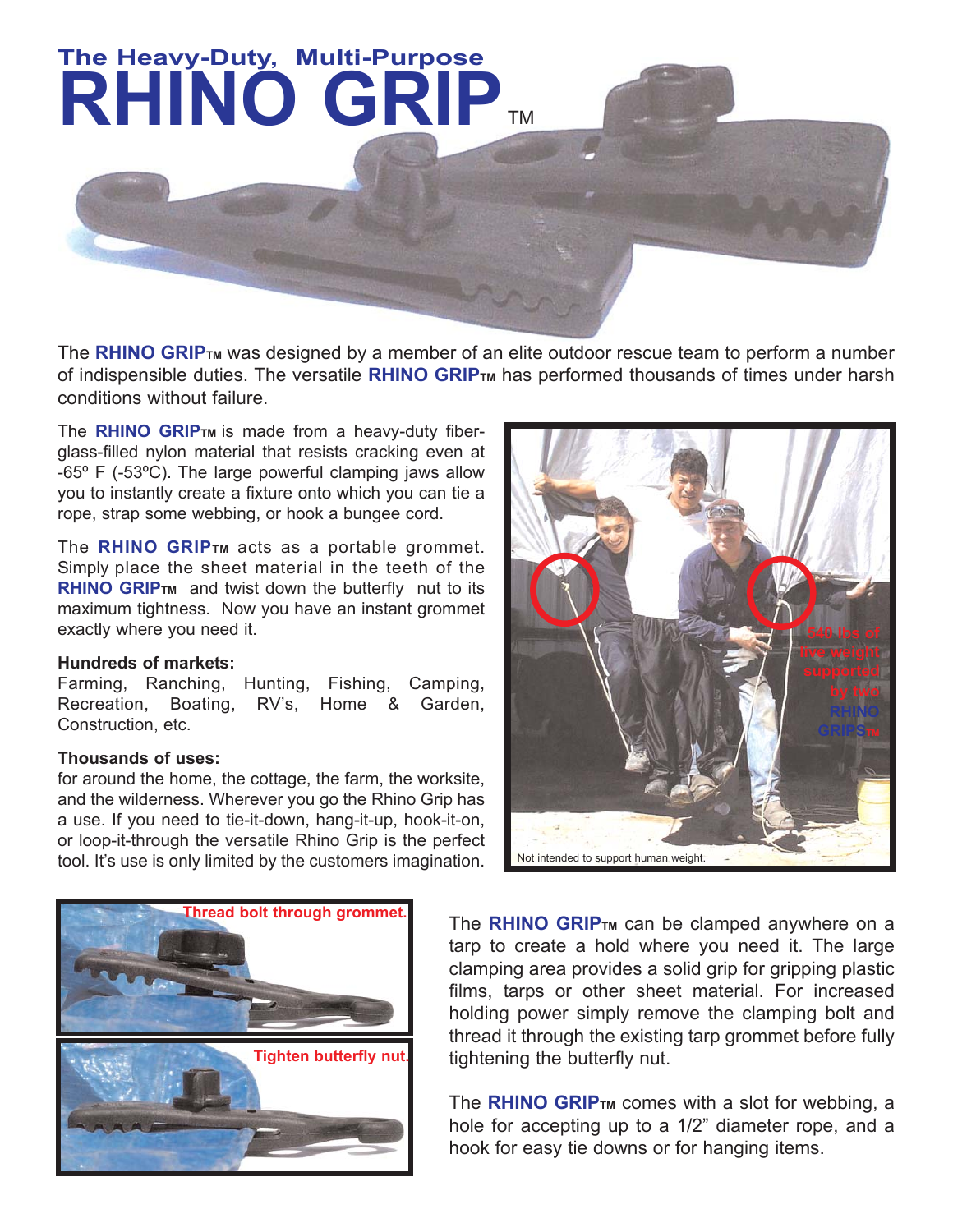# The Heavy-Duty, Multi-Purpose RHINO GRIP™

The **RHINO GRIP™** was designed by a member of an elite outdoor rescue team to perform a number of indispensible duties. The versatile **RHINO GRIP™** has performed thousands of times under harsh conditions without failure.

The **RHINO GRIP™** is made from a heavy-duty fiber-glass-filled nylon material that resists cracking even at -65º F (-53ºC). The large powerful clamping jaws allow you to instantly create a fixture onto which you can tie a rope, strap some webbing, or hook a bungee cord.

The **RHINO GRIP™** acts as a portable grommet. Simply place the sheet material in the teeth of the **RHINO GRIP™** and twist down the butterfly nut to its maximum tightness. Now you have an instant grommet exactly where you need it.

**Hundreds of markets:**
Farming, Ranching, Hunting, Fishing, Camping, Recreation, Boating, RV's, Home & Garden, Construction, etc.

**Thousands of uses:**
for around the home, the cottage, the farm, the worksite, and the wilderness. Wherever you go the Rhino Grip has a use. If you need to tie-it-down, hang-it-up, hook-it-on, or loop-it-through the versatile Rhino Grip is the perfect tool. It's use is only limited by the customers imagination.

540 lbs of live weight supported by two RHINO GRIPS™

Not intended to support human weight.

Thread bolt through grommet.

Tighten butterfly nut.

The **RHINO GRIP™** can be clamped anywhere on a tarp to create a hold where you need it. The large clamping area provides a solid grip for gripping plastic films, tarps or other sheet material. For increased holding power simply remove the clamping bolt and thread it through the existing tarp grommet before fully tightening the butterfly nut.

The **RHINO GRIP™** comes with a slot for webbing, a hole for accepting up to a 1/2" diameter rope, and a hook for easy tie downs or for hanging items.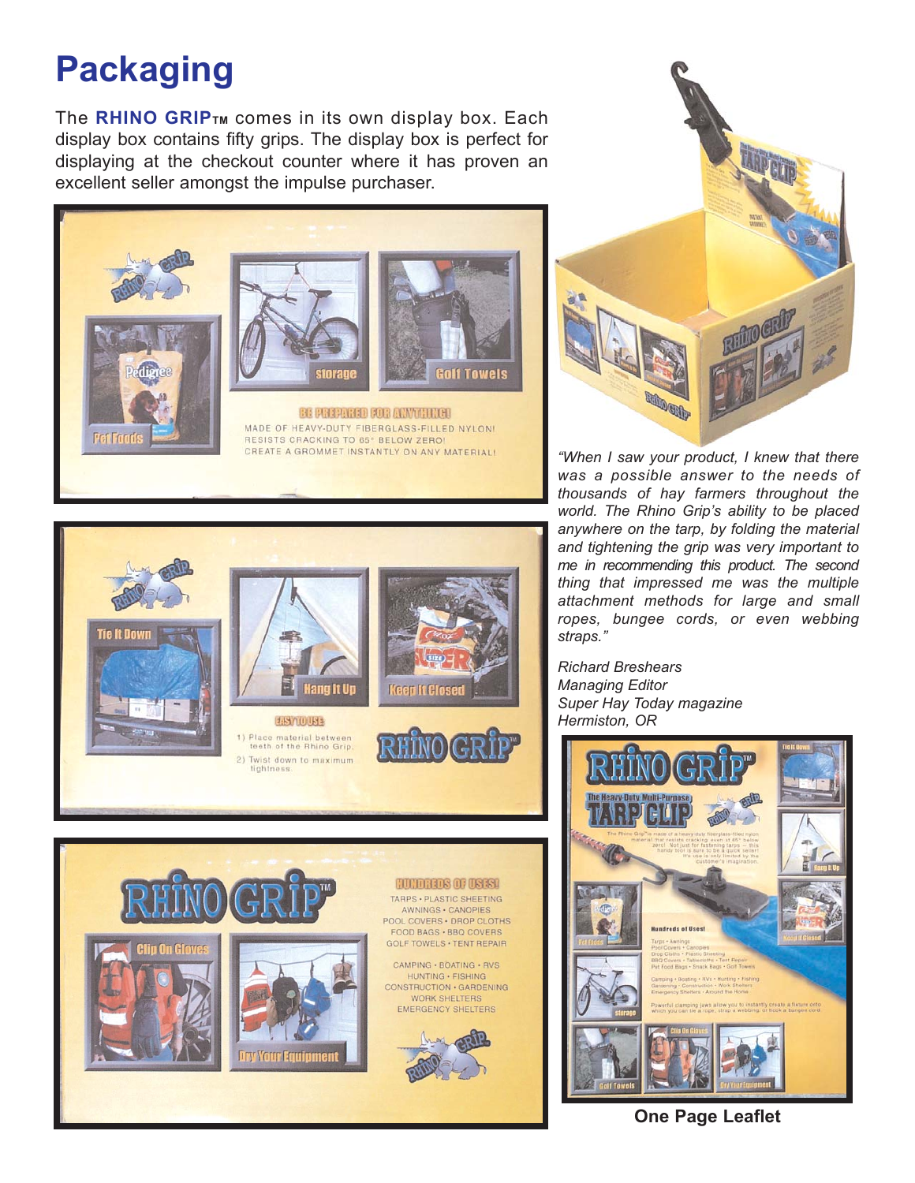# Packaging

The **RHINO GRIP™** comes in its own display box. Each display box contains fifty grips. The display box is perfect for displaying at the checkout counter where it has proven an excellent seller amongst the impulse purchaser.

BE PREPARED FOR ANYTHING!

MADE OF HEAVY-DUTY FIBERGLASS-FILLED NYLON!
RESISTS CRACKING TO 65° BELOW ZERO!
CREATE A GROMMET INSTANTLY ON ANY MATERIAL!

EASY TO USE

1) Place material between teeth of the Rhino Grip.
2) Twist down to maximum tightness.

HUNDREDS OF USES!

TARPS • PLASTIC SHEETING
AWNINGS • CANOPIES
POOL COVERS • DROP CLOTHS
FOOD BAGS • BBQ COVERS
GOLF TOWELS • TENT REPAIR

CAMPING • BOATING • RVS
HUNTING • FISHING
CONSTRUCTION • GARDENING
WORK SHELTERS
EMERGENCY SHELTERS

*"When I saw your product, I knew that there was a possible answer to the needs of thousands of hay farmers throughout the world. The Rhino Grip's ability to be placed anywhere on the tarp, by folding the material and tightening the grip was very important to me in recommending this product. The second thing that impressed me was the multiple attachment methods for large and small ropes, bungee cords, or even webbing straps."*

*Richard Breshears*
*Managing Editor*
*Super Hay Today magazine*
*Hermiston, OR*

**One Page Leaflet**